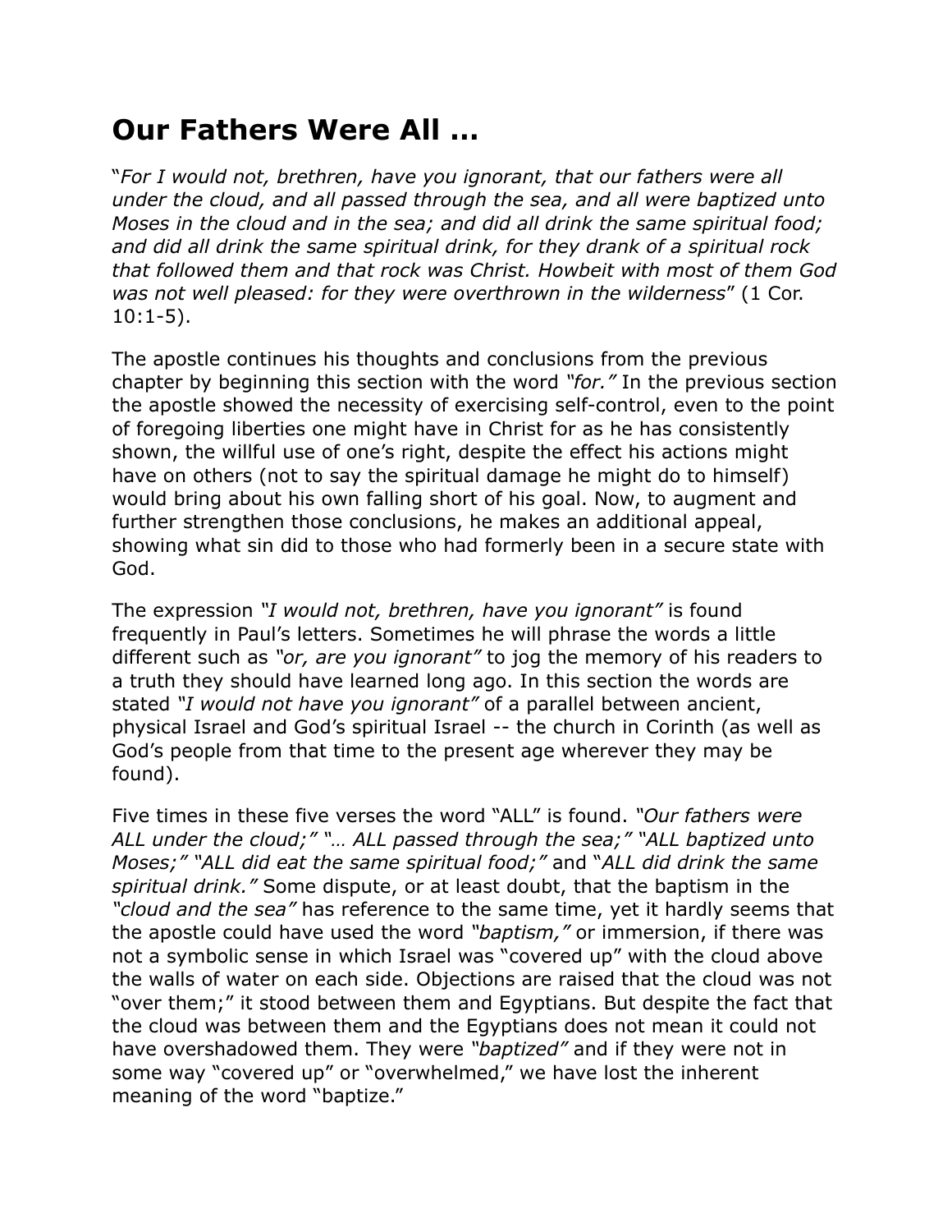## Our Fathers Were All …

"*For I would not, brethren, have you ignorant, that our fathers were all under the cloud, and all passed through the sea, and all were baptized unto Moses in the cloud and in the sea; and did all drink the same spiritual food; and did all drink the same spiritual drink, for they drank of a spiritual rock that followed them and that rock was Christ. Howbeit with most of them God was not well pleased: for they were overthrown in the wilderness*" (1 Cor. 10:1-5).

The apostle continues his thoughts and conclusions from the previous chapter by beginning this section with the word *"for."* In the previous section the apostle showed the necessity of exercising self-control, even to the point of foregoing liberties one might have in Christ for as he has consistently shown, the willful use of one's right, despite the effect his actions might have on others (not to say the spiritual damage he might do to himself) would bring about his own falling short of his goal. Now, to augment and further strengthen those conclusions, he makes an additional appeal, showing what sin did to those who had formerly been in a secure state with God.

The expression *"I would not, brethren, have you ignorant"* is found frequently in Paul's letters. Sometimes he will phrase the words a little different such as *"or, are you ignorant"* to jog the memory of his readers to a truth they should have learned long ago. In this section the words are stated *"I would not have you ignorant"* of a parallel between ancient, physical Israel and God's spiritual Israel -- the church in Corinth (as well as God's people from that time to the present age wherever they may be found).

Five times in these five verses the word "ALL" is found. *"Our fathers were ALL under the cloud;" "… ALL passed through the sea;" "ALL baptized unto Moses;" "ALL did eat the same spiritual food;"* and "*ALL did drink the same spiritual drink."* Some dispute, or at least doubt, that the baptism in the *"cloud and the sea"* has reference to the same time, yet it hardly seems that the apostle could have used the word *"baptism,"* or immersion, if there was not a symbolic sense in which Israel was "covered up" with the cloud above the walls of water on each side. Objections are raised that the cloud was not "over them;" it stood between them and Egyptians. But despite the fact that the cloud was between them and the Egyptians does not mean it could not have overshadowed them. They were *"baptized"* and if they were not in some way "covered up" or "overwhelmed," we have lost the inherent meaning of the word "baptize."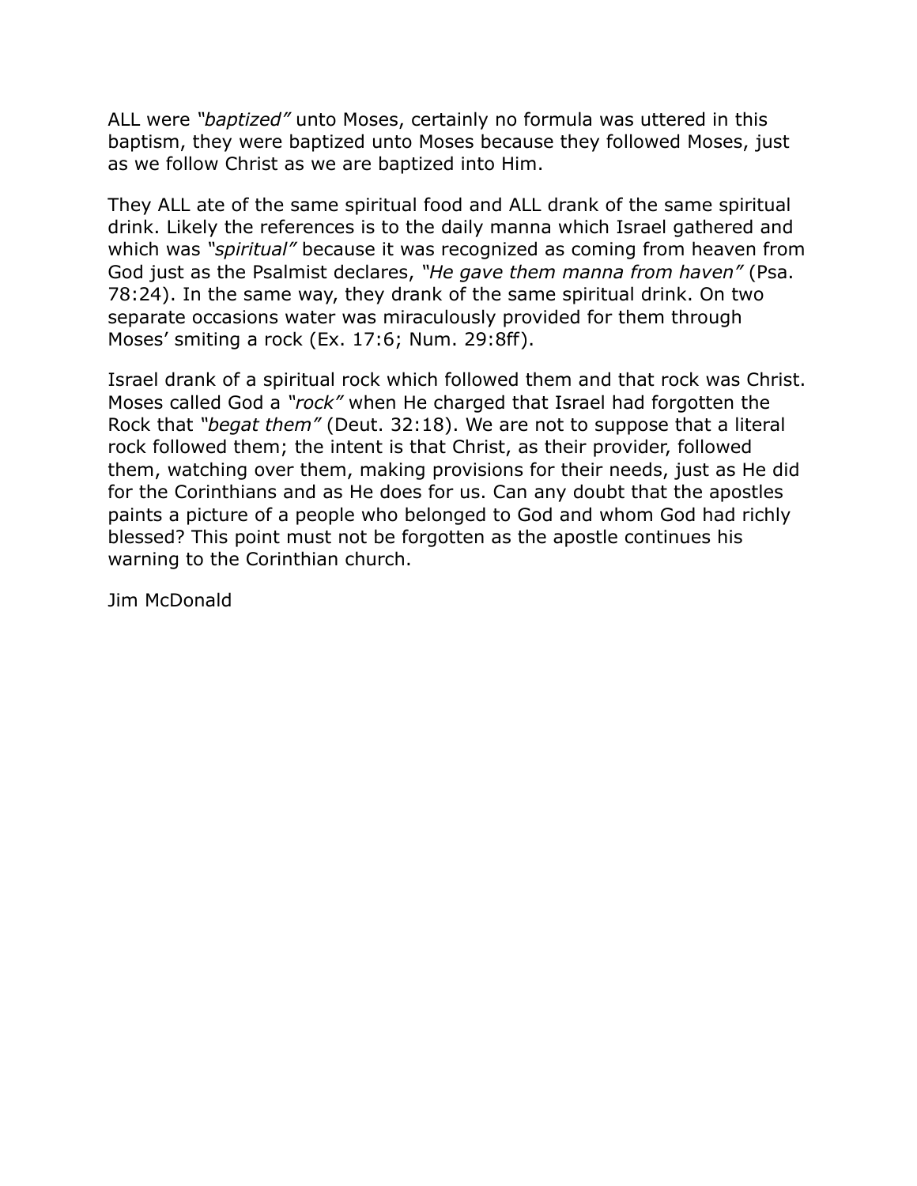ALL were *"baptized"* unto Moses, certainly no formula was uttered in this baptism, they were baptized unto Moses because they followed Moses, just as we follow Christ as we are baptized into Him.

They ALL ate of the same spiritual food and ALL drank of the same spiritual drink. Likely the references is to the daily manna which Israel gathered and which was *"spiritual"* because it was recognized as coming from heaven from God just as the Psalmist declares, *"He gave them manna from haven"* (Psa. 78:24). In the same way, they drank of the same spiritual drink. On two separate occasions water was miraculously provided for them through Moses' smiting a rock (Ex. 17:6; Num. 29:8ff).

Israel drank of a spiritual rock which followed them and that rock was Christ. Moses called God a *"rock"* when He charged that Israel had forgotten the Rock that *"begat them"* (Deut. 32:18). We are not to suppose that a literal rock followed them; the intent is that Christ, as their provider, followed them, watching over them, making provisions for their needs, just as He did for the Corinthians and as He does for us. Can any doubt that the apostles paints a picture of a people who belonged to God and whom God had richly blessed? This point must not be forgotten as the apostle continues his warning to the Corinthian church.

Jim McDonald